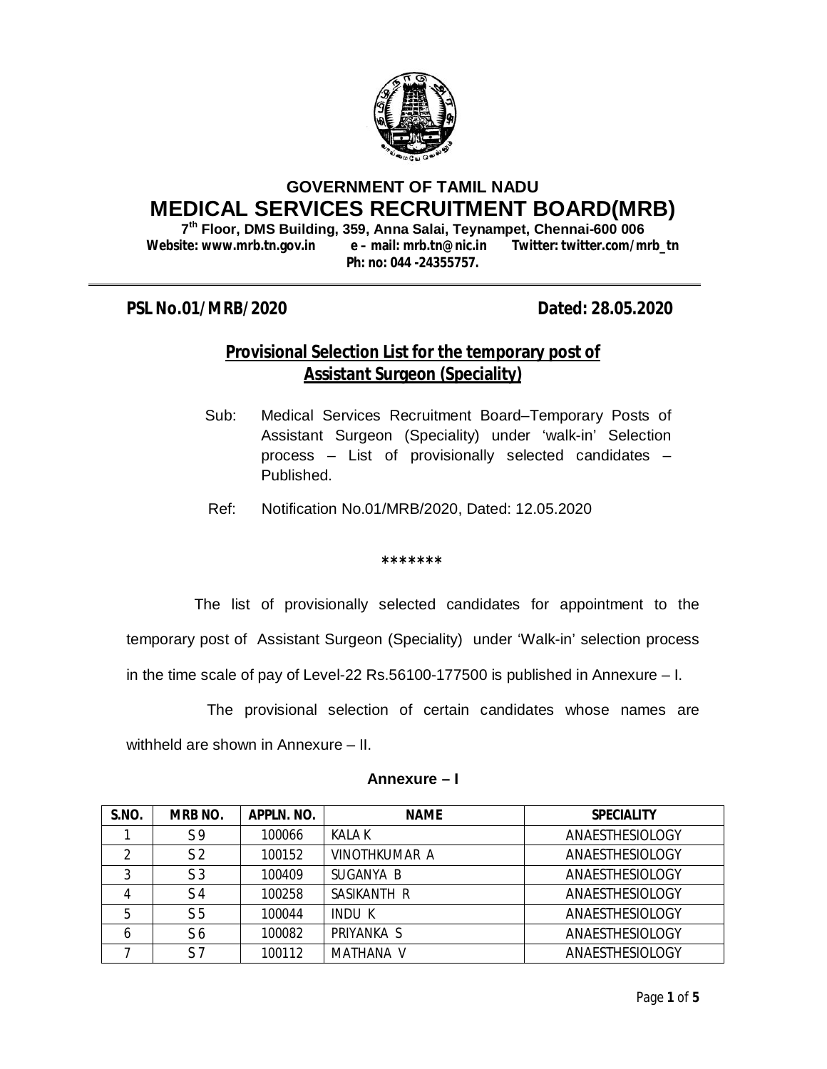# GOVERNMENT OF TAMIL NADU

# MEDICAL SERVICES RECRUITMENT BOARD(MRB)

**7th Floor, DMS Building, 359, Anna Salai, Teynampet, Chennai-600 006**
**Website: www.mrb.tn.gov.in e – mail: mrb.tn@nic.in Twitter: twitter.com/mrb_tn**
**Ph: no: 044 -24355757.**

---

**PSL No.01/MRB/2020** **Dated: 28.05.2020**

## Provisional Selection List for the temporary post of Assistant Surgeon (Speciality)

Sub: Medical Services Recruitment Board–Temporary Posts of Assistant Surgeon (Speciality) under 'walk-in' Selection process – List of provisionally selected candidates – Published.

Ref: Notification No.01/MRB/2020, Dated: 12.05.2020

\*\*\*\*\*\*\*

The list of provisionally selected candidates for appointment to the temporary post of Assistant Surgeon (Speciality) under 'Walk-in' selection process in the time scale of pay of Level-22 Rs.56100-177500 is published in Annexure – I.

The provisional selection of certain candidates whose names are withheld are shown in Annexure – II.

### Annexure – I

| S.NO. | MRB NO. | APPLN. NO. | NAME | SPECIALITY |
|---|---|---|---|---|
| 1 | S 9 | 100066 | KALA K | ANAESTHESIOLOGY |
| 2 | S 2 | 100152 | VINOTHKUMAR A | ANAESTHESIOLOGY |
| 3 | S 3 | 100409 | SUGANYA B | ANAESTHESIOLOGY |
| 4 | S 4 | 100258 | SASIKANTH R | ANAESTHESIOLOGY |
| 5 | S 5 | 100044 | INDU K | ANAESTHESIOLOGY |
| 6 | S 6 | 100082 | PRIYANKA S | ANAESTHESIOLOGY |
| 7 | S 7 | 100112 | MATHANA V | ANAESTHESIOLOGY |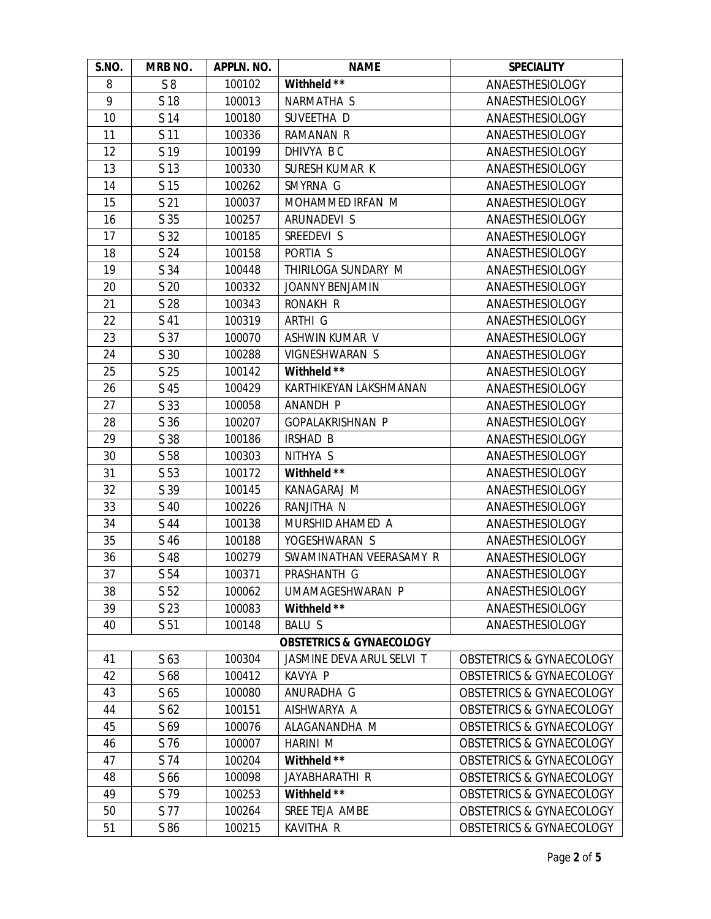| S.NO. | MRB NO. | APPLN. NO. | NAME | SPECIALITY |
|---|---|---|---|---|
| 8 | S 8 | 100102 | **Withheld \*\*** | ANAESTHESIOLOGY |
| 9 | S 18 | 100013 | NARMATHA S | ANAESTHESIOLOGY |
| 10 | S 14 | 100180 | SUVEETHA D | ANAESTHESIOLOGY |
| 11 | S 11 | 100336 | RAMANAN R | ANAESTHESIOLOGY |
| 12 | S 19 | 100199 | DHIVYA B C | ANAESTHESIOLOGY |
| 13 | S 13 | 100330 | SURESH KUMAR K | ANAESTHESIOLOGY |
| 14 | S 15 | 100262 | SMYRNA G | ANAESTHESIOLOGY |
| 15 | S 21 | 100037 | MOHAMMED IRFAN M | ANAESTHESIOLOGY |
| 16 | S 35 | 100257 | ARUNADEVI S | ANAESTHESIOLOGY |
| 17 | S 32 | 100185 | SREEDEVI S | ANAESTHESIOLOGY |
| 18 | S 24 | 100158 | PORTIA S | ANAESTHESIOLOGY |
| 19 | S 34 | 100448 | THIRILOGA SUNDARY M | ANAESTHESIOLOGY |
| 20 | S 20 | 100332 | JOANNY BENJAMIN | ANAESTHESIOLOGY |
| 21 | S 28 | 100343 | RONAKH R | ANAESTHESIOLOGY |
| 22 | S 41 | 100319 | ARTHI G | ANAESTHESIOLOGY |
| 23 | S 37 | 100070 | ASHWIN KUMAR V | ANAESTHESIOLOGY |
| 24 | S 30 | 100288 | VIGNESHWARAN S | ANAESTHESIOLOGY |
| 25 | S 25 | 100142 | **Withheld \*\*** | ANAESTHESIOLOGY |
| 26 | S 45 | 100429 | KARTHIKEYAN LAKSHMANAN | ANAESTHESIOLOGY |
| 27 | S 33 | 100058 | ANANDH P | ANAESTHESIOLOGY |
| 28 | S 36 | 100207 | GOPALAKRISHNAN P | ANAESTHESIOLOGY |
| 29 | S 38 | 100186 | IRSHAD B | ANAESTHESIOLOGY |
| 30 | S 58 | 100303 | NITHYA S | ANAESTHESIOLOGY |
| 31 | S 53 | 100172 | **Withheld \*\*** | ANAESTHESIOLOGY |
| 32 | S 39 | 100145 | KANAGARAJ M | ANAESTHESIOLOGY |
| 33 | S 40 | 100226 | RANJITHA N | ANAESTHESIOLOGY |
| 34 | S 44 | 100138 | MURSHID AHAMED A | ANAESTHESIOLOGY |
| 35 | S 46 | 100188 | YOGESHWARAN S | ANAESTHESIOLOGY |
| 36 | S 48 | 100279 | SWAMINATHAN VEERASAMY R | ANAESTHESIOLOGY |
| 37 | S 54 | 100371 | PRASHANTH G | ANAESTHESIOLOGY |
| 38 | S 52 | 100062 | UMAMAGESHWARAN P | ANAESTHESIOLOGY |
| 39 | S 23 | 100083 | **Withheld \*\*** | ANAESTHESIOLOGY |
| 40 | S 51 | 100148 | BALU S | ANAESTHESIOLOGY |
| | | | **OBSTETRICS & GYNAECOLOGY** | |
| 41 | S 63 | 100304 | JASMINE DEVA ARUL SELVI T | OBSTETRICS & GYNAECOLOGY |
| 42 | S 68 | 100412 | KAVYA P | OBSTETRICS & GYNAECOLOGY |
| 43 | S 65 | 100080 | ANURADHA G | OBSTETRICS & GYNAECOLOGY |
| 44 | S 62 | 100151 | AISHWARYA A | OBSTETRICS & GYNAECOLOGY |
| 45 | S 69 | 100076 | ALAGANANDHA M | OBSTETRICS & GYNAECOLOGY |
| 46 | S 76 | 100007 | HARINI M | OBSTETRICS & GYNAECOLOGY |
| 47 | S 74 | 100204 | **Withheld \*\*** | OBSTETRICS & GYNAECOLOGY |
| 48 | S 66 | 100098 | JAYABHARATHI R | OBSTETRICS & GYNAECOLOGY |
| 49 | S 79 | 100253 | **Withheld \*\*** | OBSTETRICS & GYNAECOLOGY |
| 50 | S 77 | 100264 | SREE TEJA AMBE | OBSTETRICS & GYNAECOLOGY |
| 51 | S 86 | 100215 | KAVITHA R | OBSTETRICS & GYNAECOLOGY |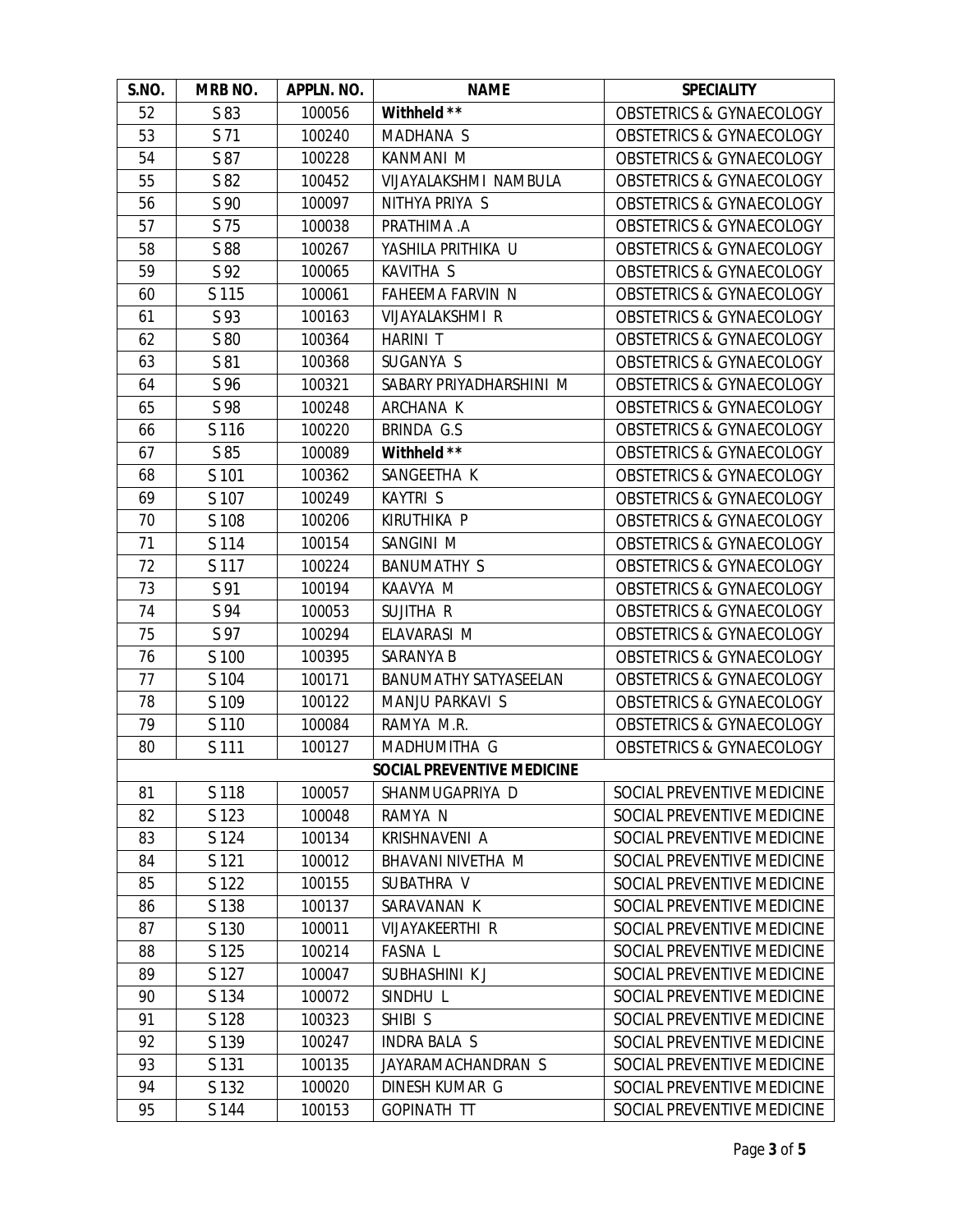| S.NO. | MRB NO. | APPLN. NO. | NAME | SPECIALITY |
|---|---|---|---|---|
| 52 | S 83 | 100056 | **Withheld ****| OBSTETRICS & GYNAECOLOGY |
| 53 | S 71 | 100240 | MADHANA S | OBSTETRICS & GYNAECOLOGY |
| 54 | S 87 | 100228 | KANMANI M | OBSTETRICS & GYNAECOLOGY |
| 55 | S 82 | 100452 | VIJAYALAKSHMI NAMBULA | OBSTETRICS & GYNAECOLOGY |
| 56 | S 90 | 100097 | NITHYA PRIYA S | OBSTETRICS & GYNAECOLOGY |
| 57 | S 75 | 100038 | PRATHIMA .A | OBSTETRICS & GYNAECOLOGY |
| 58 | S 88 | 100267 | YASHILA PRITHIKA U | OBSTETRICS & GYNAECOLOGY |
| 59 | S 92 | 100065 | KAVITHA S | OBSTETRICS & GYNAECOLOGY |
| 60 | S 115 | 100061 | FAHEEMA FARVIN N | OBSTETRICS & GYNAECOLOGY |
| 61 | S 93 | 100163 | VIJAYALAKSHMI R | OBSTETRICS & GYNAECOLOGY |
| 62 | S 80 | 100364 | HARINI T | OBSTETRICS & GYNAECOLOGY |
| 63 | S 81 | 100368 | SUGANYA S | OBSTETRICS & GYNAECOLOGY |
| 64 | S 96 | 100321 | SABARY PRIYADHARSHINI M | OBSTETRICS & GYNAECOLOGY |
| 65 | S 98 | 100248 | ARCHANA K | OBSTETRICS & GYNAECOLOGY |
| 66 | S 116 | 100220 | BRINDA G.S | OBSTETRICS & GYNAECOLOGY |
| 67 | S 85 | 100089 | **Withheld ****| OBSTETRICS & GYNAECOLOGY |
| 68 | S 101 | 100362 | SANGEETHA K | OBSTETRICS & GYNAECOLOGY |
| 69 | S 107 | 100249 | KAYTRI S | OBSTETRICS & GYNAECOLOGY |
| 70 | S 108 | 100206 | KIRUTHIKA P | OBSTETRICS & GYNAECOLOGY |
| 71 | S 114 | 100154 | SANGINI M | OBSTETRICS & GYNAECOLOGY |
| 72 | S 117 | 100224 | BANUMATHY S | OBSTETRICS & GYNAECOLOGY |
| 73 | S 91 | 100194 | KAAVYA M | OBSTETRICS & GYNAECOLOGY |
| 74 | S 94 | 100053 | SUJITHA R | OBSTETRICS & GYNAECOLOGY |
| 75 | S 97 | 100294 | ELAVARASI M | OBSTETRICS & GYNAECOLOGY |
| 76 | S 100 | 100395 | SARANYA B | OBSTETRICS & GYNAECOLOGY |
| 77 | S 104 | 100171 | BANUMATHY SATYASEELAN | OBSTETRICS & GYNAECOLOGY |
| 78 | S 109 | 100122 | MANJU PARKAVI S | OBSTETRICS & GYNAECOLOGY |
| 79 | S 110 | 100084 | RAMYA M.R. | OBSTETRICS & GYNAECOLOGY |
| 80 | S 111 | 100127 | MADHUMITHA G | OBSTETRICS & GYNAECOLOGY |
| | | | **SOCIAL PREVENTIVE MEDICINE** | |
| 81 | S 118 | 100057 | SHANMUGAPRIYA D | SOCIAL PREVENTIVE MEDICINE |
| 82 | S 123 | 100048 | RAMYA N | SOCIAL PREVENTIVE MEDICINE |
| 83 | S 124 | 100134 | KRISHNAVENI A | SOCIAL PREVENTIVE MEDICINE |
| 84 | S 121 | 100012 | BHAVANI NIVETHA M | SOCIAL PREVENTIVE MEDICINE |
| 85 | S 122 | 100155 | SUBATHRA V | SOCIAL PREVENTIVE MEDICINE |
| 86 | S 138 | 100137 | SARAVANAN K | SOCIAL PREVENTIVE MEDICINE |
| 87 | S 130 | 100011 | VIJAYAKEERTHI R | SOCIAL PREVENTIVE MEDICINE |
| 88 | S 125 | 100214 | FASNA L | SOCIAL PREVENTIVE MEDICINE |
| 89 | S 127 | 100047 | SUBHASHINI K J | SOCIAL PREVENTIVE MEDICINE |
| 90 | S 134 | 100072 | SINDHU L | SOCIAL PREVENTIVE MEDICINE |
| 91 | S 128 | 100323 | SHIBI S | SOCIAL PREVENTIVE MEDICINE |
| 92 | S 139 | 100247 | INDRA BALA S | SOCIAL PREVENTIVE MEDICINE |
| 93 | S 131 | 100135 | JAYARAMACHANDRAN S | SOCIAL PREVENTIVE MEDICINE |
| 94 | S 132 | 100020 | DINESH KUMAR G | SOCIAL PREVENTIVE MEDICINE |
| 95 | S 144 | 100153 | GOPINATH TT | SOCIAL PREVENTIVE MEDICINE |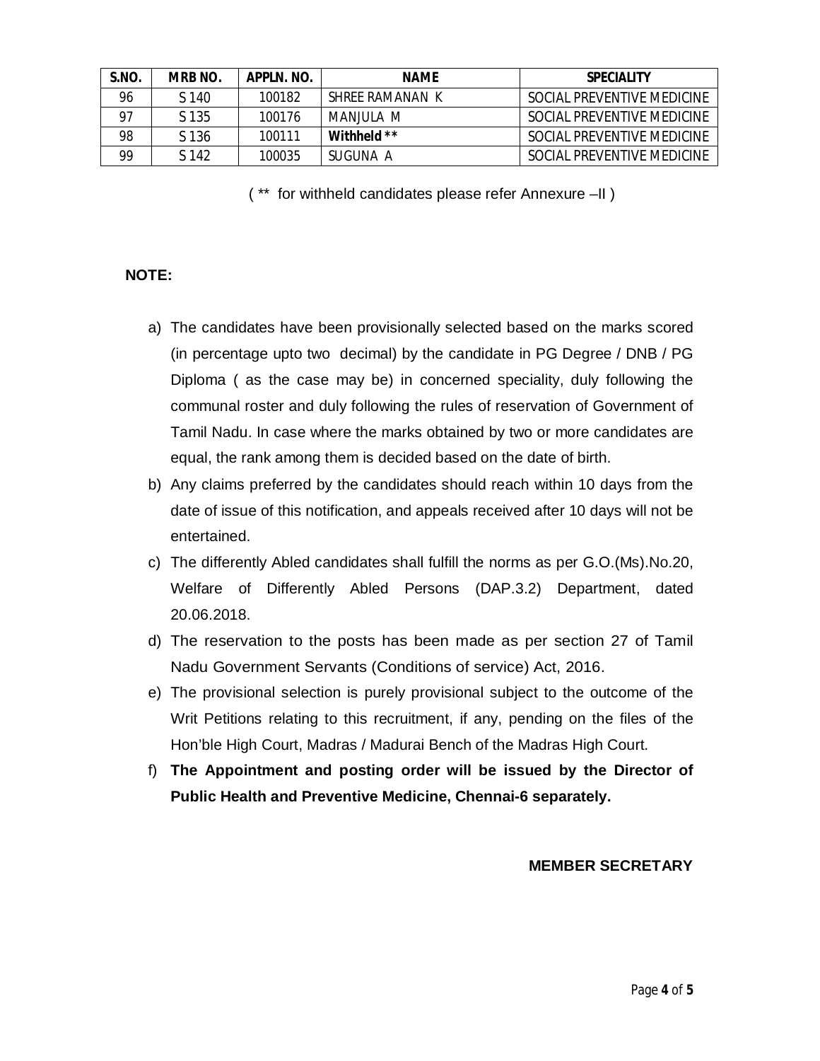| S.NO. | MRB NO. | APPLN. NO. | NAME | SPECIALITY |
|---|---|---|---|---|
| 96 | S 140 | 100182 | SHREE RAMANAN K | SOCIAL PREVENTIVE MEDICINE |
| 97 | S 135 | 100176 | MANJULA M | SOCIAL PREVENTIVE MEDICINE |
| 98 | S 136 | 100111 | **Withheld \*\*** | SOCIAL PREVENTIVE MEDICINE |
| 99 | S 142 | 100035 | SUGUNA A | SOCIAL PREVENTIVE MEDICINE |

( ** for withheld candidates please refer Annexure –II )

**NOTE:**

a) The candidates have been provisionally selected based on the marks scored (in percentage upto two decimal) by the candidate in PG Degree / DNB / PG Diploma ( as the case may be) in concerned speciality, duly following the communal roster and duly following the rules of reservation of Government of Tamil Nadu. In case where the marks obtained by two or more candidates are equal, the rank among them is decided based on the date of birth.

b) Any claims preferred by the candidates should reach within 10 days from the date of issue of this notification, and appeals received after 10 days will not be entertained.

c) The differently Abled candidates shall fulfill the norms as per G.O.(Ms).No.20, Welfare of Differently Abled Persons (DAP.3.2) Department, dated 20.06.2018.

d) The reservation to the posts has been made as per section 27 of Tamil Nadu Government Servants (Conditions of service) Act, 2016.

e) The provisional selection is purely provisional subject to the outcome of the Writ Petitions relating to this recruitment, if any, pending on the files of the Hon'ble High Court, Madras / Madurai Bench of the Madras High Court.

f) **The Appointment and posting order will be issued by the Director of Public Health and Preventive Medicine, Chennai-6 separately.**

**MEMBER SECRETARY**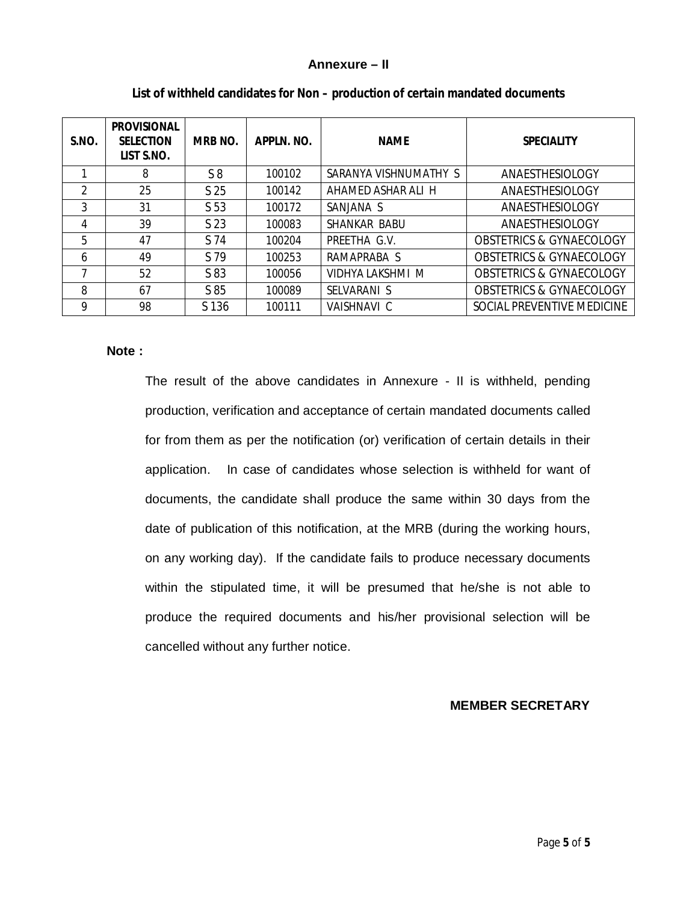**Annexure – II**

**List of withheld candidates for Non – production of certain mandated documents**

| S.NO. | PROVISIONAL SELECTION LIST S.NO. | MRB NO. | APPLN. NO. | NAME | SPECIALITY |
|---|---|---|---|---|---|
| 1 | 8 | S 8 | 100102 | SARANYA VISHNUMATHY S | ANAESTHESIOLOGY |
| 2 | 25 | S 25 | 100142 | AHAMED ASHAR ALI H | ANAESTHESIOLOGY |
| 3 | 31 | S 53 | 100172 | SANJANA S | ANAESTHESIOLOGY |
| 4 | 39 | S 23 | 100083 | SHANKAR BABU | ANAESTHESIOLOGY |
| 5 | 47 | S 74 | 100204 | PREETHA G.V. | OBSTETRICS & GYNAECOLOGY |
| 6 | 49 | S 79 | 100253 | RAMAPRABA S | OBSTETRICS & GYNAECOLOGY |
| 7 | 52 | S 83 | 100056 | VIDHYA LAKSHMI M | OBSTETRICS & GYNAECOLOGY |
| 8 | 67 | S 85 | 100089 | SELVARANI S | OBSTETRICS & GYNAECOLOGY |
| 9 | 98 | S 136 | 100111 | VAISHNAVI C | SOCIAL PREVENTIVE MEDICINE |

**Note :**

The result of the above candidates in Annexure - II is withheld, pending production, verification and acceptance of certain mandated documents called for from them as per the notification (or) verification of certain details in their application. In case of candidates whose selection is withheld for want of documents, the candidate shall produce the same within 30 days from the date of publication of this notification, at the MRB (during the working hours, on any working day). If the candidate fails to produce necessary documents within the stipulated time, it will be presumed that he/she is not able to produce the required documents and his/her provisional selection will be cancelled without any further notice.

**MEMBER SECRETARY**